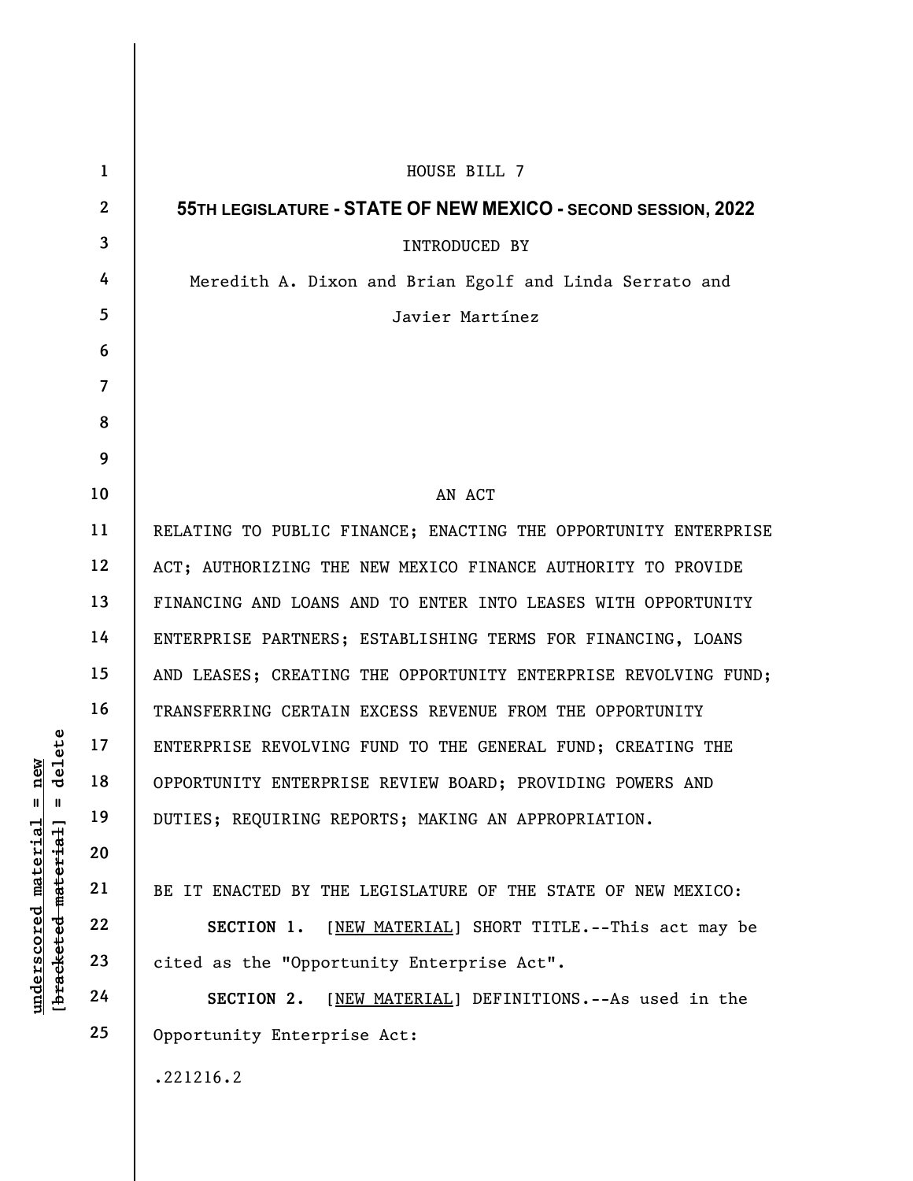HOUSE BILL 7

**55TH LEGISLATURE - STATE OF NEW MEXICO - SECOND SESSION, 2022**

INTRODUCED BY

Meredith A. Dixon and Brian Egolf and Linda Serrato and Javier Martínez

AN ACT

RELATING TO PUBLIC FINANCE; ENACTING THE OPPORTUNITY ENTERPRISE ACT; AUTHORIZING THE NEW MEXICO FINANCE AUTHORITY TO PROVIDE FINANCING AND LOANS AND TO ENTER INTO LEASES WITH OPPORTUNITY ENTERPRISE PARTNERS; ESTABLISHING TERMS FOR FINANCING, LOANS AND LEASES; CREATING THE OPPORTUNITY ENTERPRISE REVOLVING FUND; TRANSFERRING CERTAIN EXCESS REVENUE FROM THE OPPORTUNITY ENTERPRISE REVOLVING FUND TO THE GENERAL FUND; CREATING THE OPPORTUNITY ENTERPRISE REVIEW BOARD; PROVIDING POWERS AND DUTIES; REQUIRING REPORTS; MAKING AN APPROPRIATION.

BE IT ENACTED BY THE LEGISLATURE OF THE STATE OF NEW MEXICO:

**SECTION 1.** [NEW MATERIAL] SHORT TITLE.--This act may be cited as the "Opportunity Enterprise Act".

**SECTION 2.** [NEW MATERIAL] DEFINITIONS.--As used in the Opportunity Enterprise Act:

.221216.2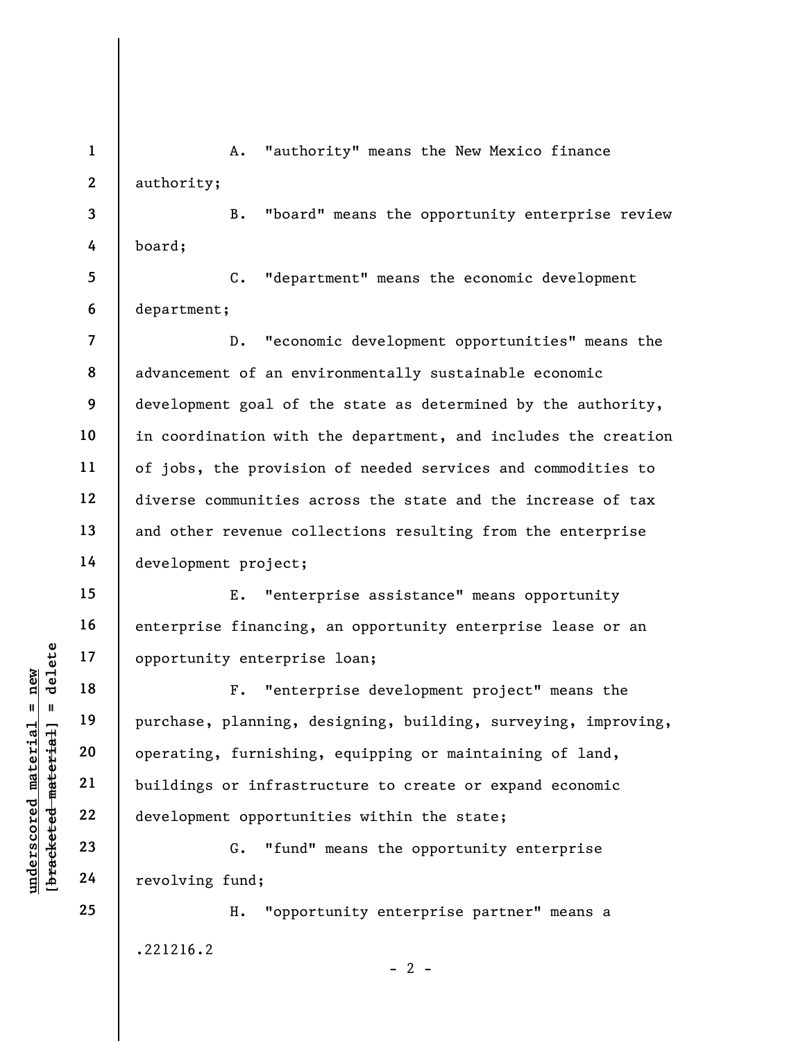A. "authority" means the New Mexico finance authority;

B. "board" means the opportunity enterprise review board;

C. "department" means the economic development department;

D. "economic development opportunities" means the advancement of an environmentally sustainable economic development goal of the state as determined by the authority, in coordination with the department, and includes the creation of jobs, the provision of needed services and commodities to diverse communities across the state and the increase of tax and other revenue collections resulting from the enterprise development project;

E. "enterprise assistance" means opportunity enterprise financing, an opportunity enterprise lease or an opportunity enterprise loan;

F. "enterprise development project" means the purchase, planning, designing, building, surveying, improving, operating, furnishing, equipping or maintaining of land, buildings or infrastructure to create or expand economic development opportunities within the state;

G. "fund" means the opportunity enterprise revolving fund;

H. "opportunity enterprise partner" means a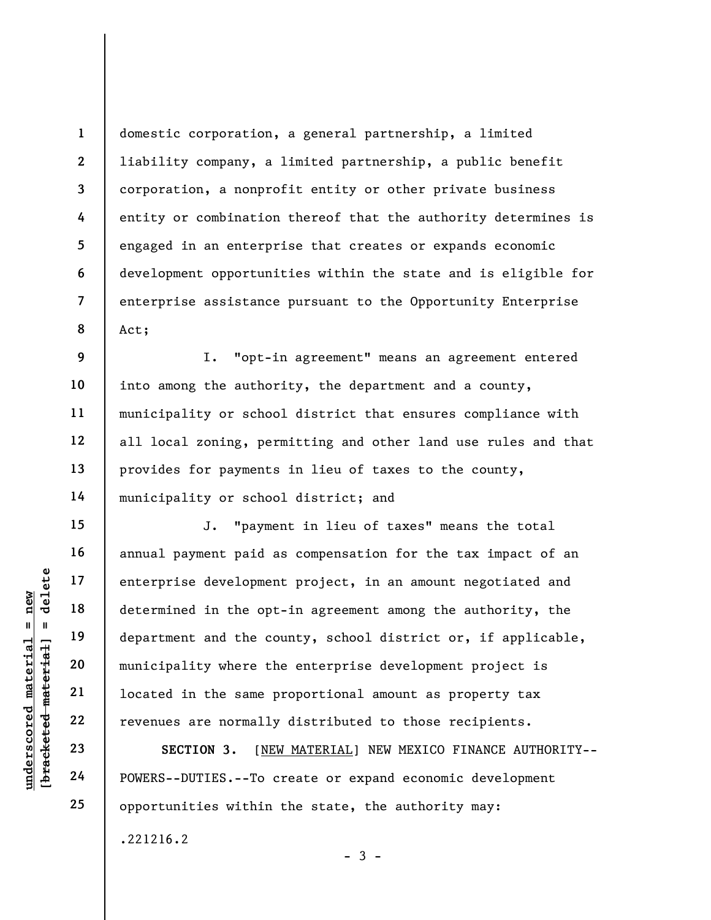domestic corporation, a general partnership, a limited liability company, a limited partnership, a public benefit corporation, a nonprofit entity or other private business entity or combination thereof that the authority determines is engaged in an enterprise that creates or expands economic development opportunities within the state and is eligible for enterprise assistance pursuant to the Opportunity Enterprise Act;

I. "opt-in agreement" means an agreement entered into among the authority, the department and a county, municipality or school district that ensures compliance with all local zoning, permitting and other land use rules and that provides for payments in lieu of taxes to the county, municipality or school district; and

J. "payment in lieu of taxes" means the total annual payment paid as compensation for the tax impact of an enterprise development project, in an amount negotiated and determined in the opt-in agreement among the authority, the department and the county, school district or, if applicable, municipality where the enterprise development project is located in the same proportional amount as property tax revenues are normally distributed to those recipients.

**SECTION 3.** [<u>NEW MATERIAL</u>] NEW MEXICO FINANCE AUTHORITY--POWERS--DUTIES.--To create or expand economic development opportunities within the state, the authority may:

.221216.2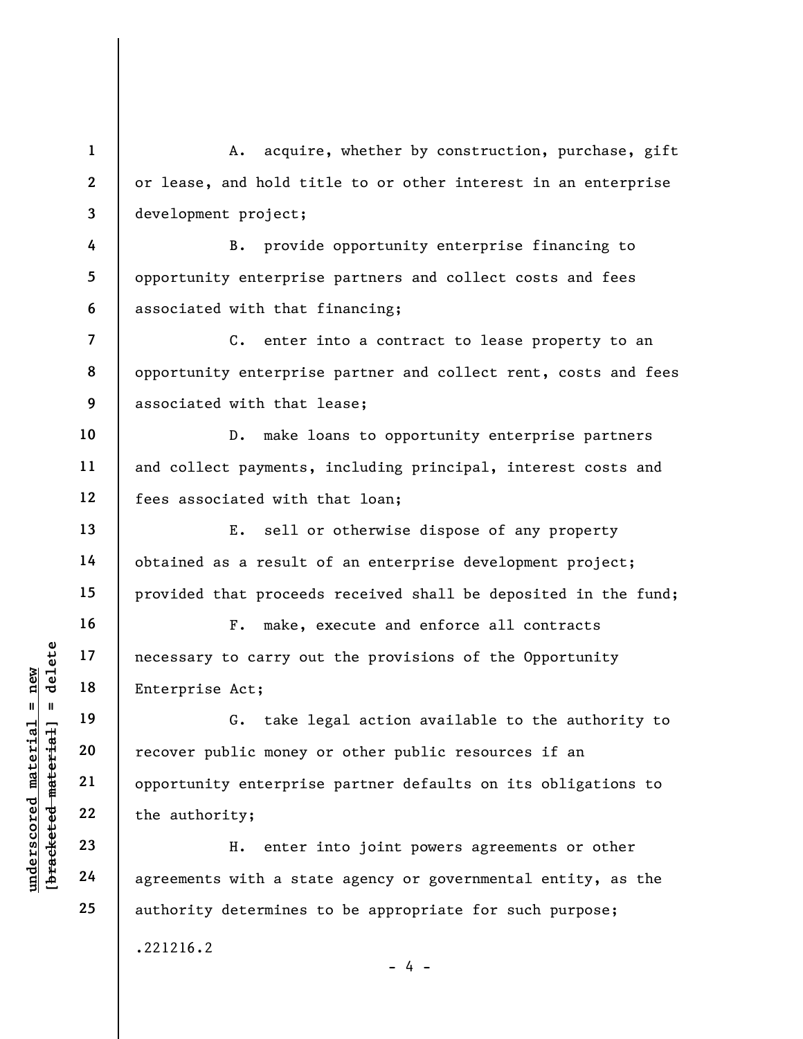A. acquire, whether by construction, purchase, gift or lease, and hold title to or other interest in an enterprise development project;

B. provide opportunity enterprise financing to opportunity enterprise partners and collect costs and fees associated with that financing;

C. enter into a contract to lease property to an opportunity enterprise partner and collect rent, costs and fees associated with that lease;

D. make loans to opportunity enterprise partners and collect payments, including principal, interest costs and fees associated with that loan;

E. sell or otherwise dispose of any property obtained as a result of an enterprise development project; provided that proceeds received shall be deposited in the fund;

F. make, execute and enforce all contracts necessary to carry out the provisions of the Opportunity Enterprise Act;

G. take legal action available to the authority to recover public money or other public resources if an opportunity enterprise partner defaults on its obligations to the authority;

H. enter into joint powers agreements or other agreements with a state agency or governmental entity, as the authority determines to be appropriate for such purpose;

.221216.2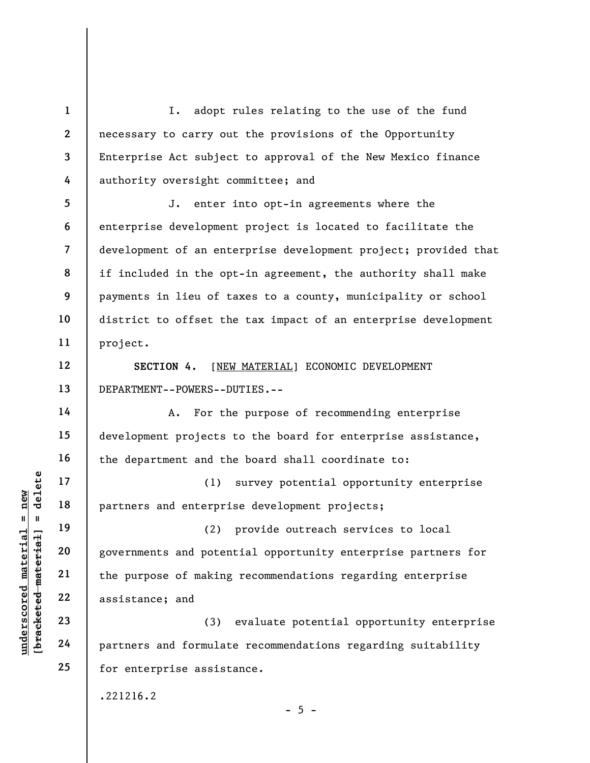I. adopt rules relating to the use of the fund necessary to carry out the provisions of the Opportunity Enterprise Act subject to approval of the New Mexico finance authority oversight committee; and

J. enter into opt-in agreements where the enterprise development project is located to facilitate the development of an enterprise development project; provided that if included in the opt-in agreement, the authority shall make payments in lieu of taxes to a county, municipality or school district to offset the tax impact of an enterprise development project.

**SECTION 4.** [NEW MATERIAL] ECONOMIC DEVELOPMENT DEPARTMENT--POWERS--DUTIES.--

A. For the purpose of recommending enterprise development projects to the board for enterprise assistance, the department and the board shall coordinate to:

(1) survey potential opportunity enterprise partners and enterprise development projects;

(2) provide outreach services to local governments and potential opportunity enterprise partners for the purpose of making recommendations regarding enterprise assistance; and

(3) evaluate potential opportunity enterprise partners and formulate recommendations regarding suitability for enterprise assistance.

.221216.2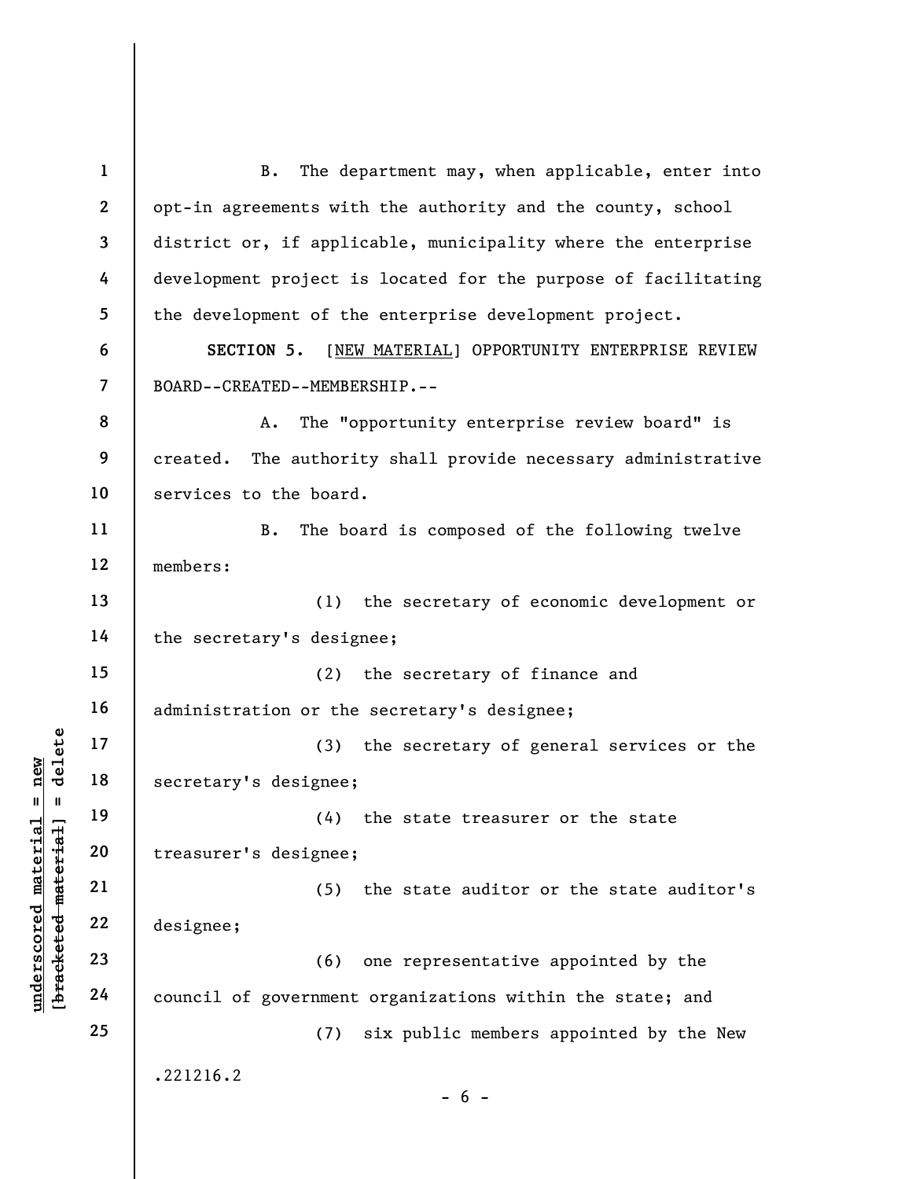B. The department may, when applicable, enter into opt-in agreements with the authority and the county, school district or, if applicable, municipality where the enterprise development project is located for the purpose of facilitating the development of the enterprise development project.

**SECTION 5.** [NEW MATERIAL] OPPORTUNITY ENTERPRISE REVIEW BOARD--CREATED--MEMBERSHIP.--

A. The "opportunity enterprise review board" is created. The authority shall provide necessary administrative services to the board.

B. The board is composed of the following twelve members:

(1) the secretary of economic development or the secretary's designee;

(2) the secretary of finance and administration or the secretary's designee;

(3) the secretary of general services or the secretary's designee;

(4) the state treasurer or the state treasurer's designee;

(5) the state auditor or the state auditor's designee;

(6) one representative appointed by the council of government organizations within the state; and

(7) six public members appointed by the New

.221216.2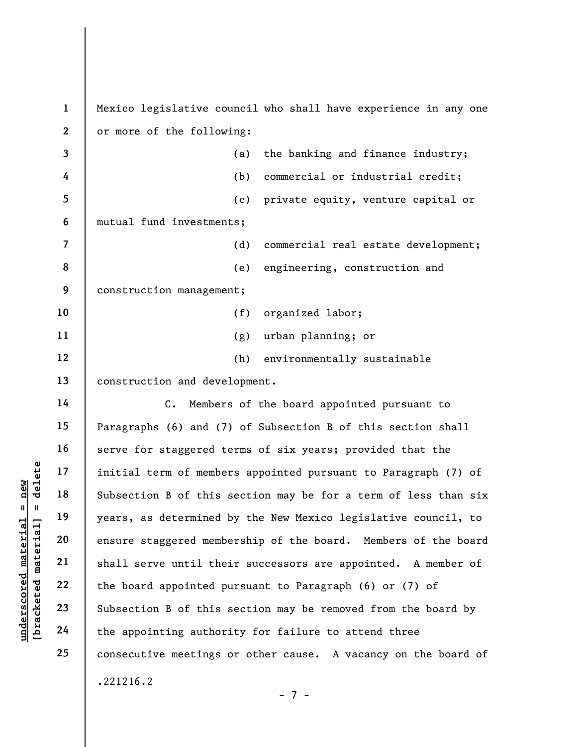Mexico legislative council who shall have experience in any one or more of the following:

(a) the banking and finance industry;

(b) commercial or industrial credit;

(c) private equity, venture capital or mutual fund investments;

(d) commercial real estate development;

(e) engineering, construction and construction management;

(f) organized labor;

(g) urban planning; or

(h) environmentally sustainable construction and development.

C. Members of the board appointed pursuant to Paragraphs (6) and (7) of Subsection B of this section shall serve for staggered terms of six years; provided that the initial term of members appointed pursuant to Paragraph (7) of Subsection B of this section may be for a term of less than six years, as determined by the New Mexico legislative council, to ensure staggered membership of the board. Members of the board shall serve until their successors are appointed. A member of the board appointed pursuant to Paragraph (6) or (7) of Subsection B of this section may be removed from the board by the appointing authority for failure to attend three consecutive meetings or other cause. A vacancy on the board of

.221216.2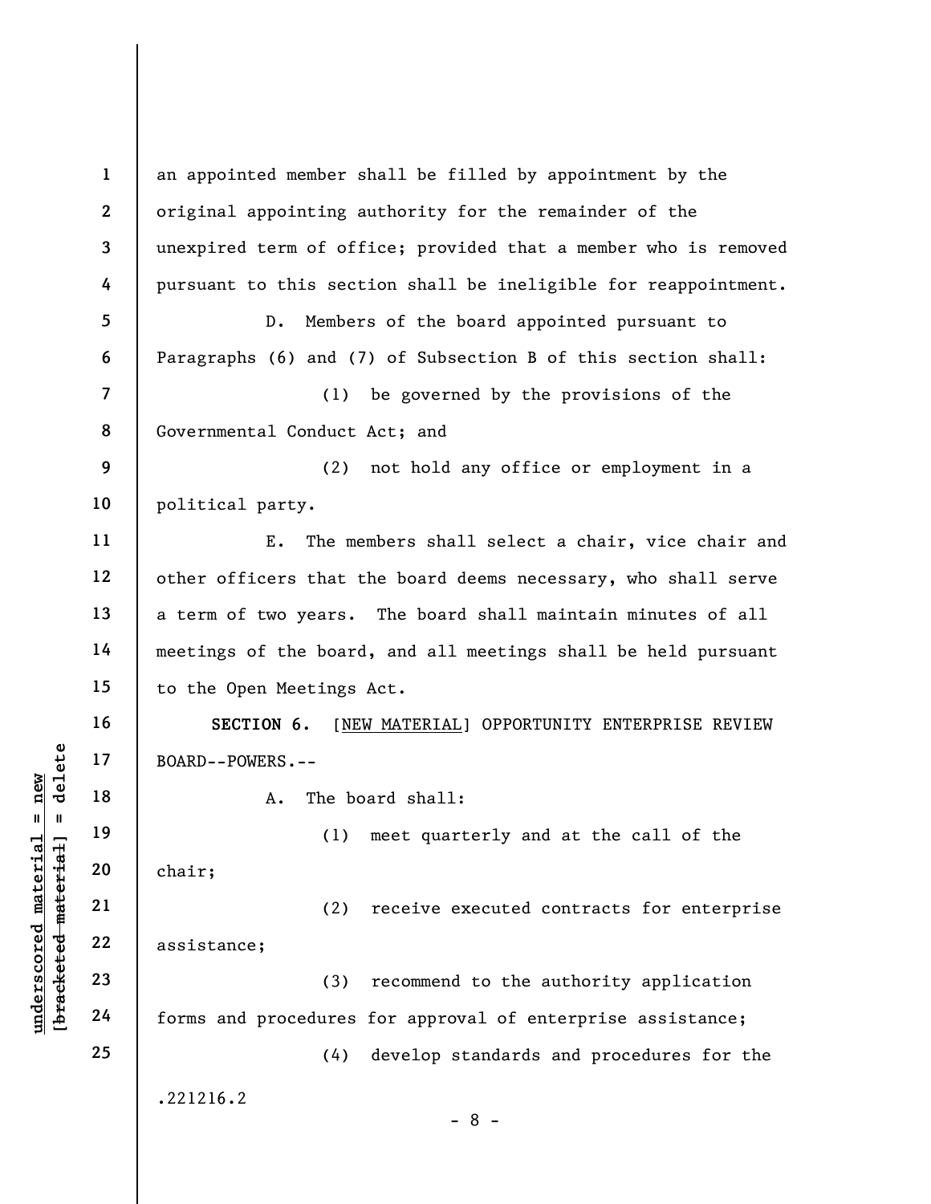an appointed member shall be filled by appointment by the original appointing authority for the remainder of the unexpired term of office; provided that a member who is removed pursuant to this section shall be ineligible for reappointment.

D. Members of the board appointed pursuant to Paragraphs (6) and (7) of Subsection B of this section shall:

(1) be governed by the provisions of the Governmental Conduct Act; and

(2) not hold any office or employment in a political party.

E. The members shall select a chair, vice chair and other officers that the board deems necessary, who shall serve a term of two years. The board shall maintain minutes of all meetings of the board, and all meetings shall be held pursuant to the Open Meetings Act.

**SECTION 6.** [NEW MATERIAL] OPPORTUNITY ENTERPRISE REVIEW BOARD--POWERS.--

A. The board shall:

(1) meet quarterly and at the call of the chair;

(2) receive executed contracts for enterprise assistance;

(3) recommend to the authority application forms and procedures for approval of enterprise assistance;

(4) develop standards and procedures for the

.221216.2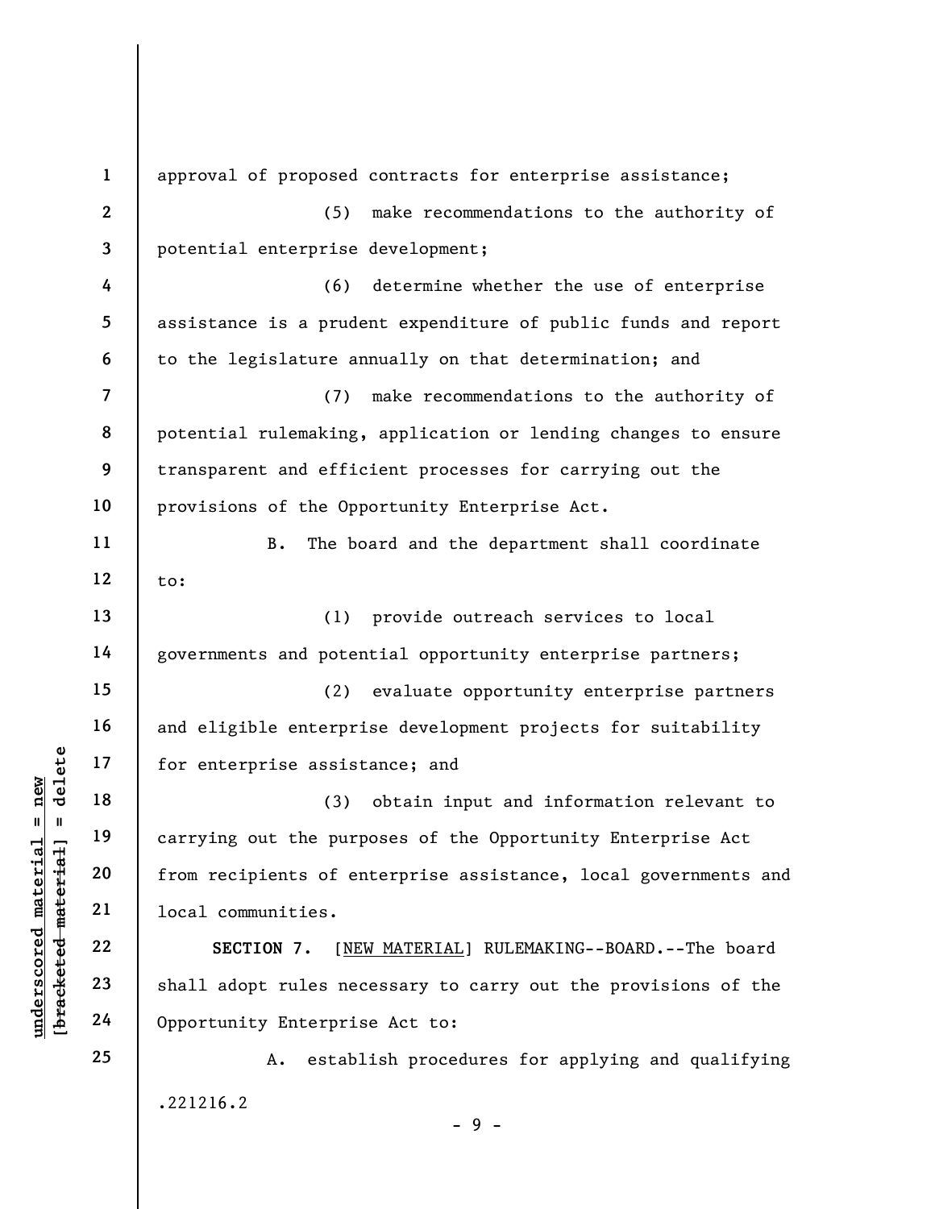approval of proposed contracts for enterprise assistance;

(5) make recommendations to the authority of potential enterprise development;

(6) determine whether the use of enterprise assistance is a prudent expenditure of public funds and report to the legislature annually on that determination; and

(7) make recommendations to the authority of potential rulemaking, application or lending changes to ensure transparent and efficient processes for carrying out the provisions of the Opportunity Enterprise Act.

B. The board and the department shall coordinate to:

(1) provide outreach services to local governments and potential opportunity enterprise partners;

(2) evaluate opportunity enterprise partners and eligible enterprise development projects for suitability for enterprise assistance; and

(3) obtain input and information relevant to carrying out the purposes of the Opportunity Enterprise Act from recipients of enterprise assistance, local governments and local communities.

**SECTION 7.** [NEW MATERIAL] RULEMAKING--BOARD.--The board shall adopt rules necessary to carry out the provisions of the Opportunity Enterprise Act to:

A. establish procedures for applying and qualifying

.221216.2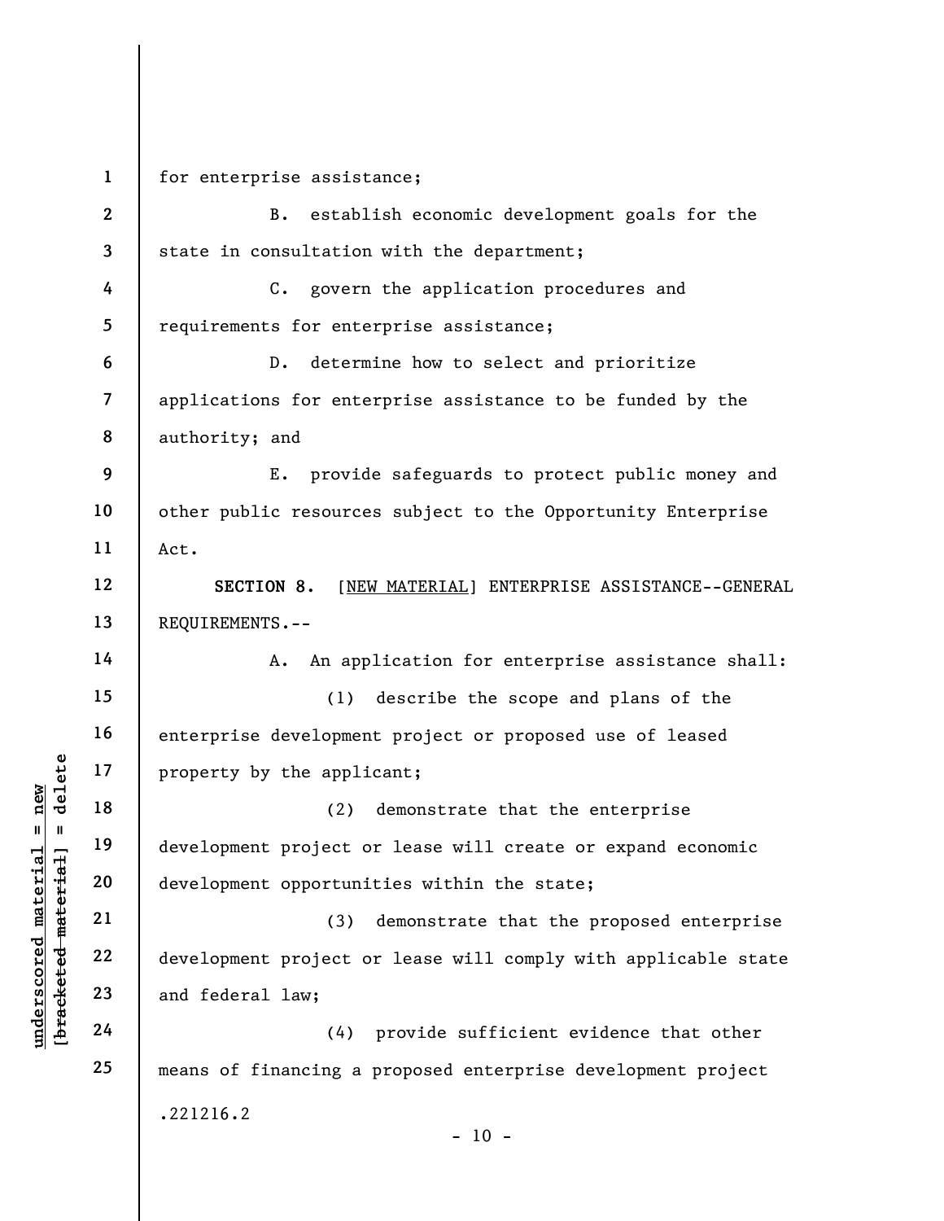for enterprise assistance;

B. establish economic development goals for the state in consultation with the department;

C. govern the application procedures and requirements for enterprise assistance;

D. determine how to select and prioritize applications for enterprise assistance to be funded by the authority; and

E. provide safeguards to protect public money and other public resources subject to the Opportunity Enterprise Act.

**SECTION 8.** [NEW MATERIAL] ENTERPRISE ASSISTANCE--GENERAL REQUIREMENTS.--

A. An application for enterprise assistance shall:

(1) describe the scope and plans of the enterprise development project or proposed use of leased property by the applicant;

(2) demonstrate that the enterprise development project or lease will create or expand economic development opportunities within the state;

(3) demonstrate that the proposed enterprise development project or lease will comply with applicable state and federal law;

(4) provide sufficient evidence that other means of financing a proposed enterprise development project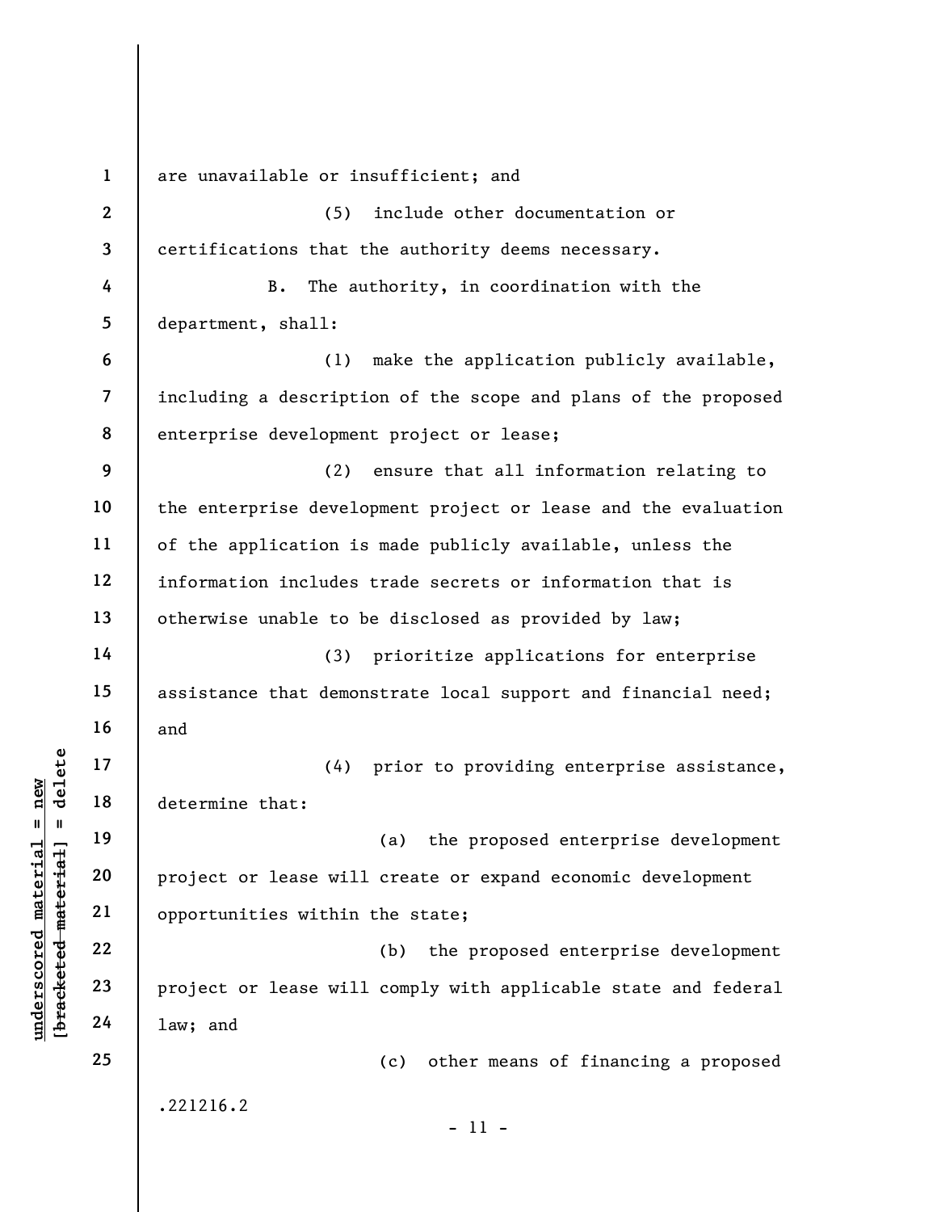are unavailable or insufficient; and

(5) include other documentation or certifications that the authority deems necessary.

B. The authority, in coordination with the department, shall:

(1) make the application publicly available, including a description of the scope and plans of the proposed enterprise development project or lease;

(2) ensure that all information relating to the enterprise development project or lease and the evaluation of the application is made publicly available, unless the information includes trade secrets or information that is otherwise unable to be disclosed as provided by law;

(3) prioritize applications for enterprise assistance that demonstrate local support and financial need; and

(4) prior to providing enterprise assistance, determine that:

(a) the proposed enterprise development project or lease will create or expand economic development opportunities within the state;

(b) the proposed enterprise development project or lease will comply with applicable state and federal law; and

(c) other means of financing a proposed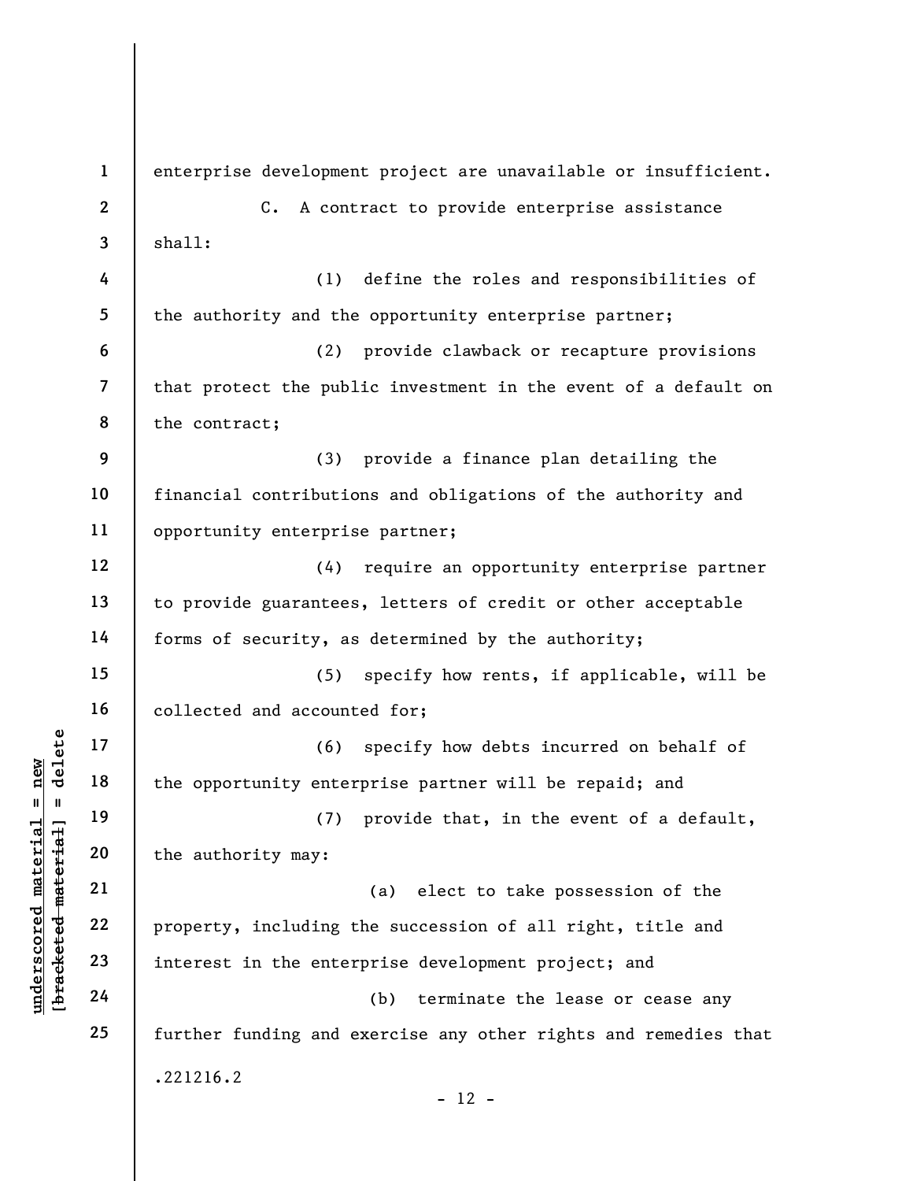enterprise development project are unavailable or insufficient.

C. A contract to provide enterprise assistance shall:

(1) define the roles and responsibilities of the authority and the opportunity enterprise partner;

(2) provide clawback or recapture provisions that protect the public investment in the event of a default on the contract;

(3) provide a finance plan detailing the financial contributions and obligations of the authority and opportunity enterprise partner;

(4) require an opportunity enterprise partner to provide guarantees, letters of credit or other acceptable forms of security, as determined by the authority;

(5) specify how rents, if applicable, will be collected and accounted for;

(6) specify how debts incurred on behalf of the opportunity enterprise partner will be repaid; and

(7) provide that, in the event of a default, the authority may:

(a) elect to take possession of the property, including the succession of all right, title and interest in the enterprise development project; and

(b) terminate the lease or cease any further funding and exercise any other rights and remedies that

.221216.2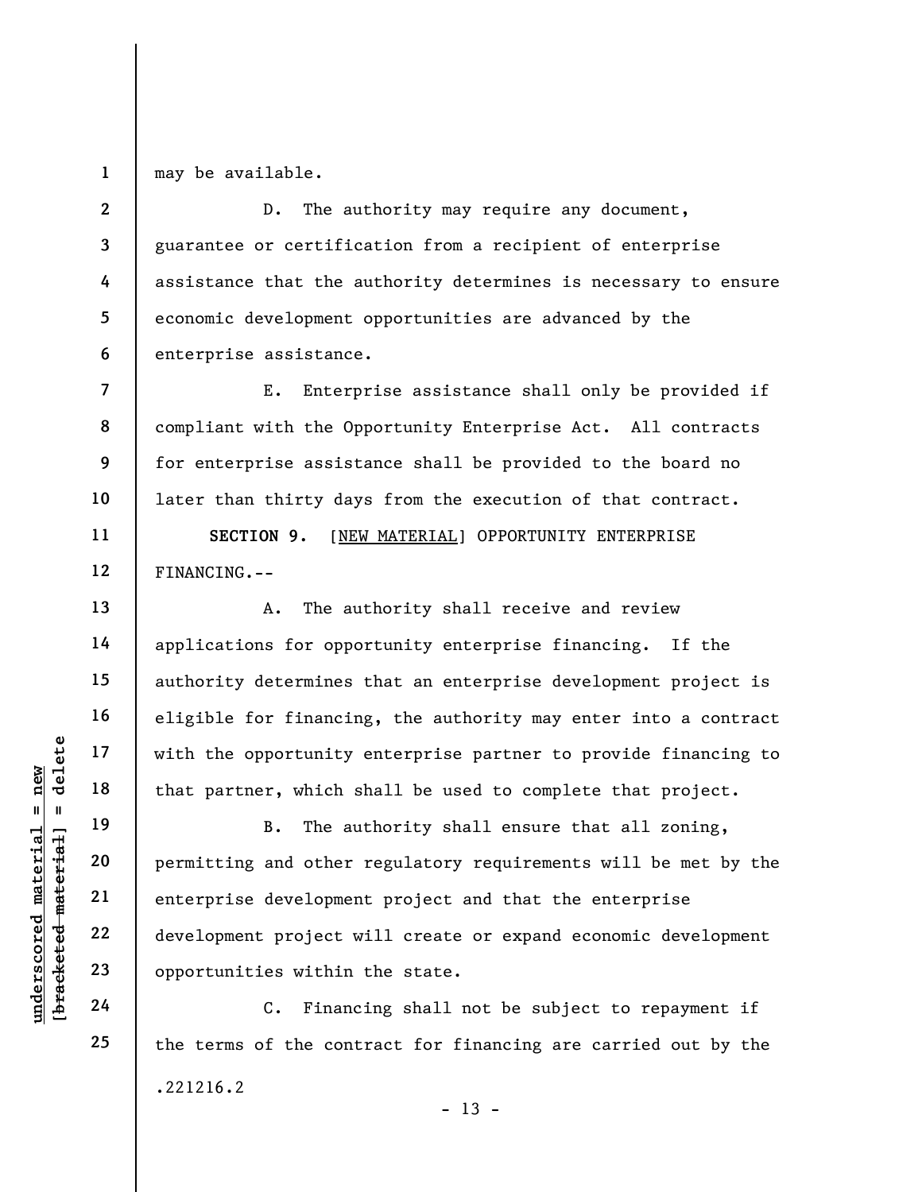may be available.

D. The authority may require any document, guarantee or certification from a recipient of enterprise assistance that the authority determines is necessary to ensure economic development opportunities are advanced by the enterprise assistance.

E. Enterprise assistance shall only be provided if compliant with the Opportunity Enterprise Act. All contracts for enterprise assistance shall be provided to the board no later than thirty days from the execution of that contract.

**SECTION 9.** [NEW MATERIAL] OPPORTUNITY ENTERPRISE FINANCING.--

A. The authority shall receive and review applications for opportunity enterprise financing. If the authority determines that an enterprise development project is eligible for financing, the authority may enter into a contract with the opportunity enterprise partner to provide financing to that partner, which shall be used to complete that project.

B. The authority shall ensure that all zoning, permitting and other regulatory requirements will be met by the enterprise development project and that the enterprise development project will create or expand economic development opportunities within the state.

C. Financing shall not be subject to repayment if the terms of the contract for financing are carried out by the

.221216.2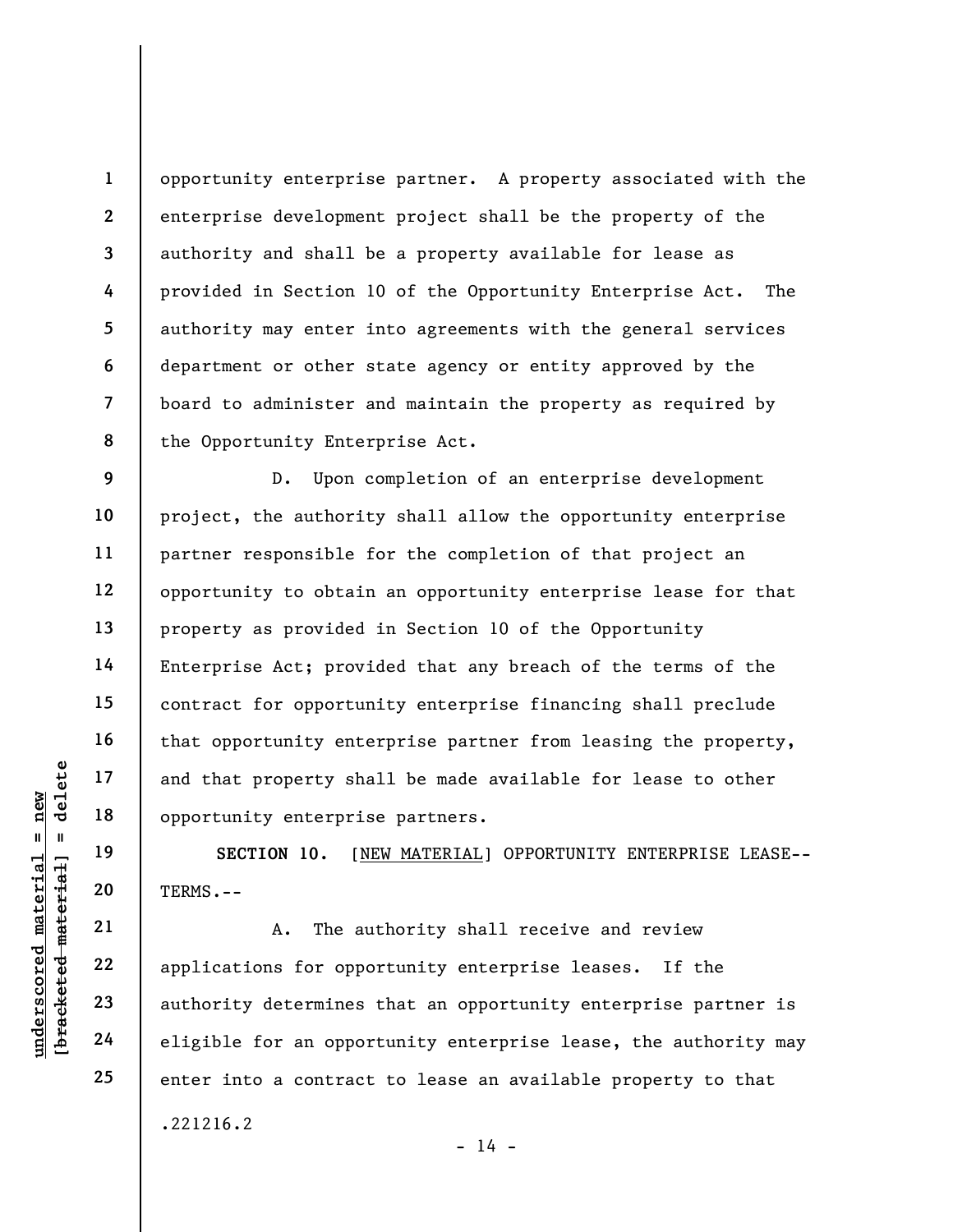opportunity enterprise partner. A property associated with the enterprise development project shall be the property of the authority and shall be a property available for lease as provided in Section 10 of the Opportunity Enterprise Act. The authority may enter into agreements with the general services department or other state agency or entity approved by the board to administer and maintain the property as required by the Opportunity Enterprise Act.

D. Upon completion of an enterprise development project, the authority shall allow the opportunity enterprise partner responsible for the completion of that project an opportunity to obtain an opportunity enterprise lease for that property as provided in Section 10 of the Opportunity Enterprise Act; provided that any breach of the terms of the contract for opportunity enterprise financing shall preclude that opportunity enterprise partner from leasing the property, and that property shall be made available for lease to other opportunity enterprise partners.

**SECTION 10.** [NEW MATERIAL] OPPORTUNITY ENTERPRISE LEASE--TERMS.--

A. The authority shall receive and review applications for opportunity enterprise leases. If the authority determines that an opportunity enterprise partner is eligible for an opportunity enterprise lease, the authority may enter into a contract to lease an available property to that

.221216.2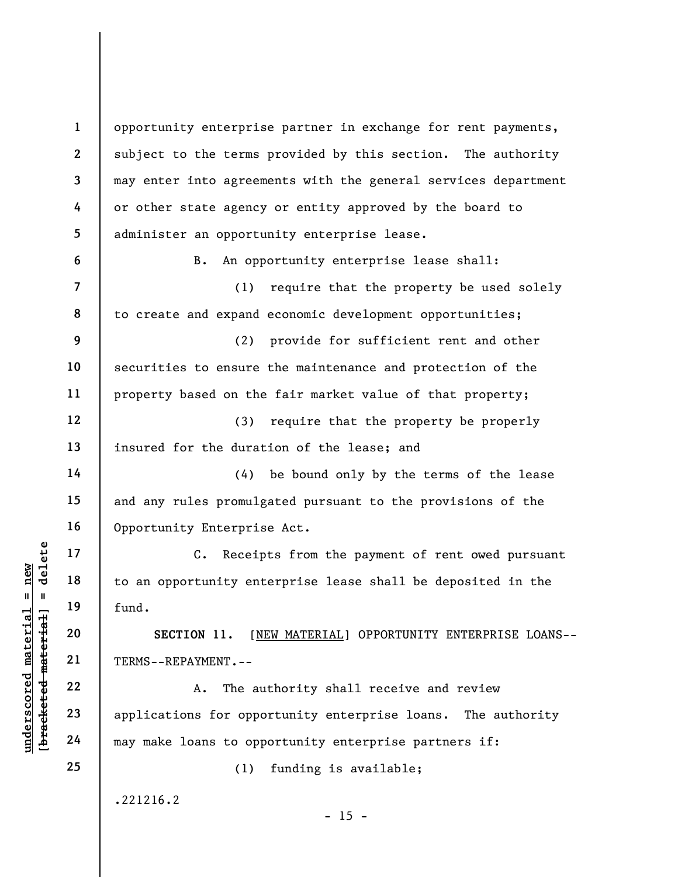opportunity enterprise partner in exchange for rent payments, subject to the terms provided by this section. The authority may enter into agreements with the general services department or other state agency or entity approved by the board to administer an opportunity enterprise lease.

B. An opportunity enterprise lease shall:

(1) require that the property be used solely to create and expand economic development opportunities;

(2) provide for sufficient rent and other securities to ensure the maintenance and protection of the property based on the fair market value of that property;

(3) require that the property be properly insured for the duration of the lease; and

(4) be bound only by the terms of the lease and any rules promulgated pursuant to the provisions of the Opportunity Enterprise Act.

C. Receipts from the payment of rent owed pursuant to an opportunity enterprise lease shall be deposited in the fund.

**SECTION 11.** [NEW MATERIAL] OPPORTUNITY ENTERPRISE LOANS--TERMS--REPAYMENT.--

A. The authority shall receive and review applications for opportunity enterprise loans. The authority may make loans to opportunity enterprise partners if:

(1) funding is available;

.221216.2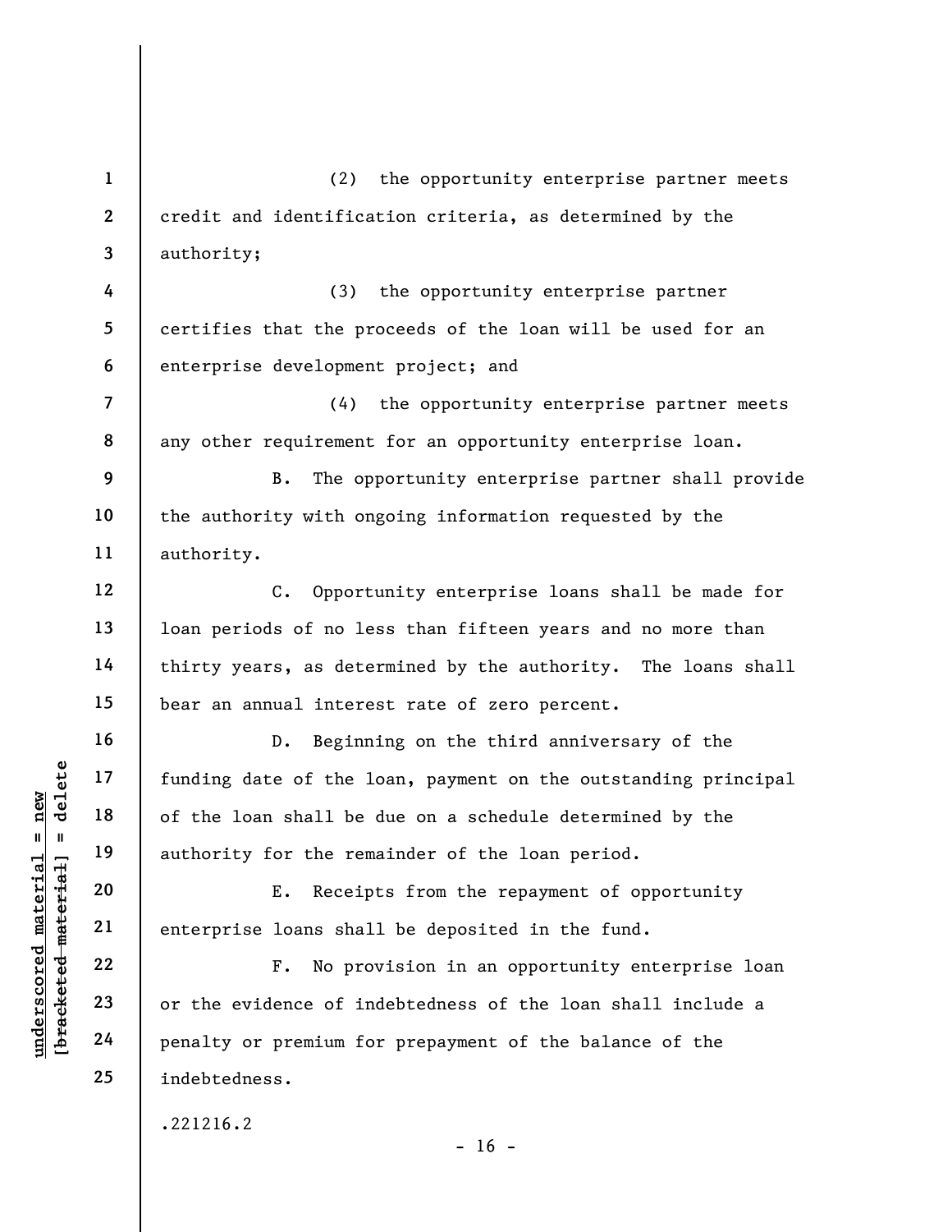(2) the opportunity enterprise partner meets credit and identification criteria, as determined by the authority;

(3) the opportunity enterprise partner certifies that the proceeds of the loan will be used for an enterprise development project; and

(4) the opportunity enterprise partner meets any other requirement for an opportunity enterprise loan.

B. The opportunity enterprise partner shall provide the authority with ongoing information requested by the authority.

C. Opportunity enterprise loans shall be made for loan periods of no less than fifteen years and no more than thirty years, as determined by the authority. The loans shall bear an annual interest rate of zero percent.

D. Beginning on the third anniversary of the funding date of the loan, payment on the outstanding principal of the loan shall be due on a schedule determined by the authority for the remainder of the loan period.

E. Receipts from the repayment of opportunity enterprise loans shall be deposited in the fund.

F. No provision in an opportunity enterprise loan or the evidence of indebtedness of the loan shall include a penalty or premium for prepayment of the balance of the indebtedness.

.221216.2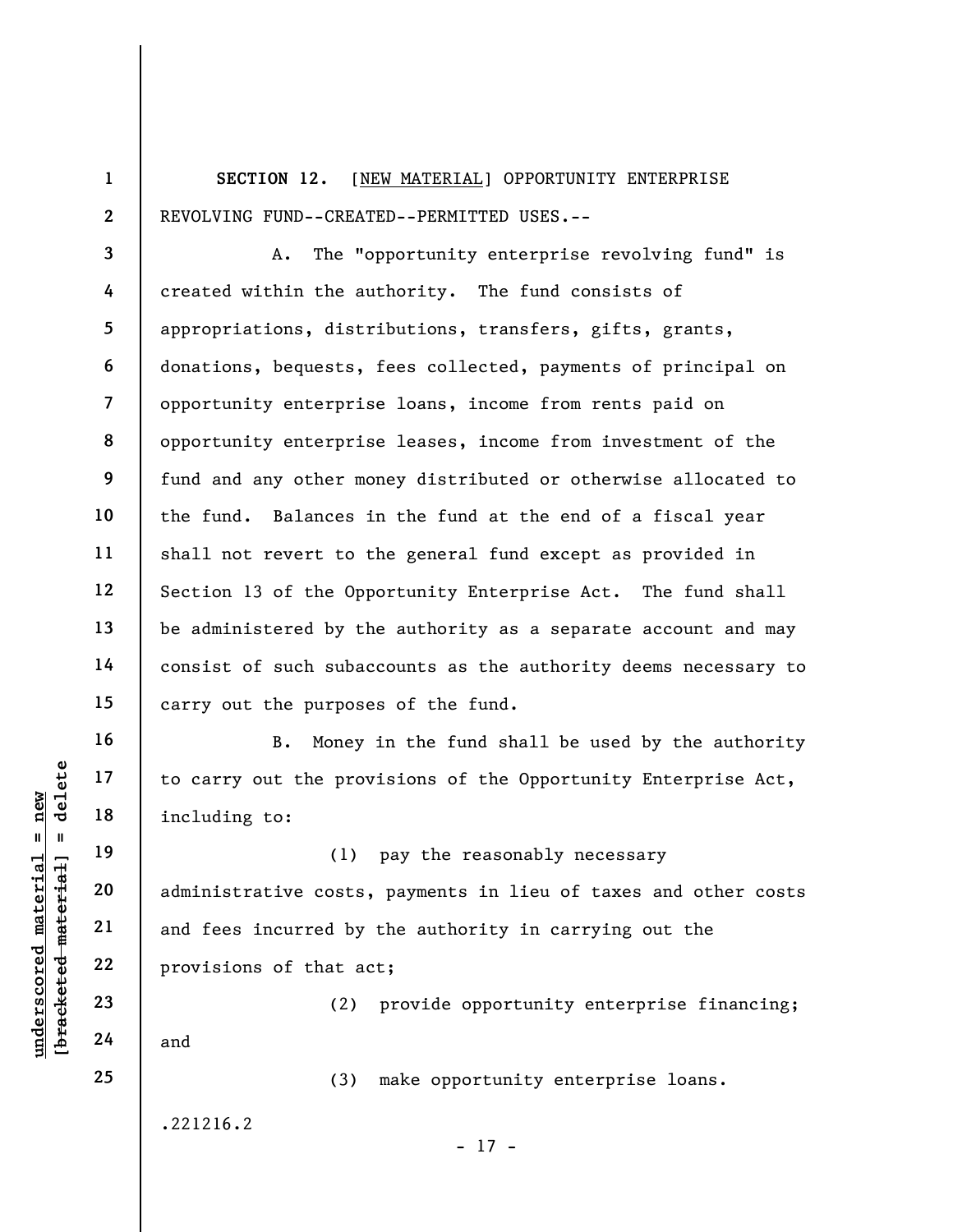**SECTION 12.** [NEW MATERIAL] OPPORTUNITY ENTERPRISE REVOLVING FUND--CREATED--PERMITTED USES.--

A. The "opportunity enterprise revolving fund" is created within the authority. The fund consists of appropriations, distributions, transfers, gifts, grants, donations, bequests, fees collected, payments of principal on opportunity enterprise loans, income from rents paid on opportunity enterprise leases, income from investment of the fund and any other money distributed or otherwise allocated to the fund. Balances in the fund at the end of a fiscal year shall not revert to the general fund except as provided in Section 13 of the Opportunity Enterprise Act. The fund shall be administered by the authority as a separate account and may consist of such subaccounts as the authority deems necessary to carry out the purposes of the fund.

B. Money in the fund shall be used by the authority to carry out the provisions of the Opportunity Enterprise Act, including to:

(1) pay the reasonably necessary administrative costs, payments in lieu of taxes and other costs and fees incurred by the authority in carrying out the provisions of that act;

(2) provide opportunity enterprise financing; and

(3) make opportunity enterprise loans.

.221216.2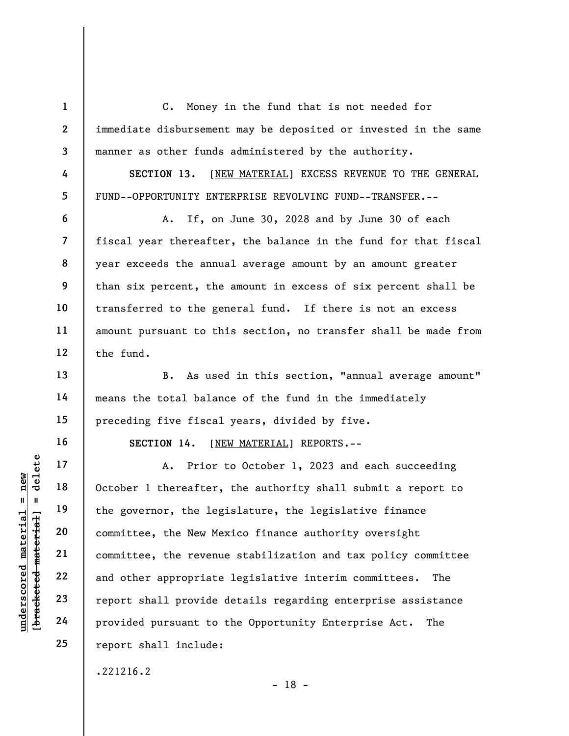C. Money in the fund that is not needed for immediate disbursement may be deposited or invested in the same manner as other funds administered by the authority.

**SECTION 13.** [NEW MATERIAL] EXCESS REVENUE TO THE GENERAL FUND--OPPORTUNITY ENTERPRISE REVOLVING FUND--TRANSFER.--

A. If, on June 30, 2028 and by June 30 of each fiscal year thereafter, the balance in the fund for that fiscal year exceeds the annual average amount by an amount greater than six percent, the amount in excess of six percent shall be transferred to the general fund. If there is not an excess amount pursuant to this section, no transfer shall be made from the fund.

B. As used in this section, "annual average amount" means the total balance of the fund in the immediately preceding five fiscal years, divided by five.

**SECTION 14.** [NEW MATERIAL] REPORTS.--

A. Prior to October 1, 2023 and each succeeding October 1 thereafter, the authority shall submit a report to the governor, the legislature, the legislative finance committee, the New Mexico finance authority oversight committee, the revenue stabilization and tax policy committee and other appropriate legislative interim committees. The report shall provide details regarding enterprise assistance provided pursuant to the Opportunity Enterprise Act. The report shall include:

.221216.2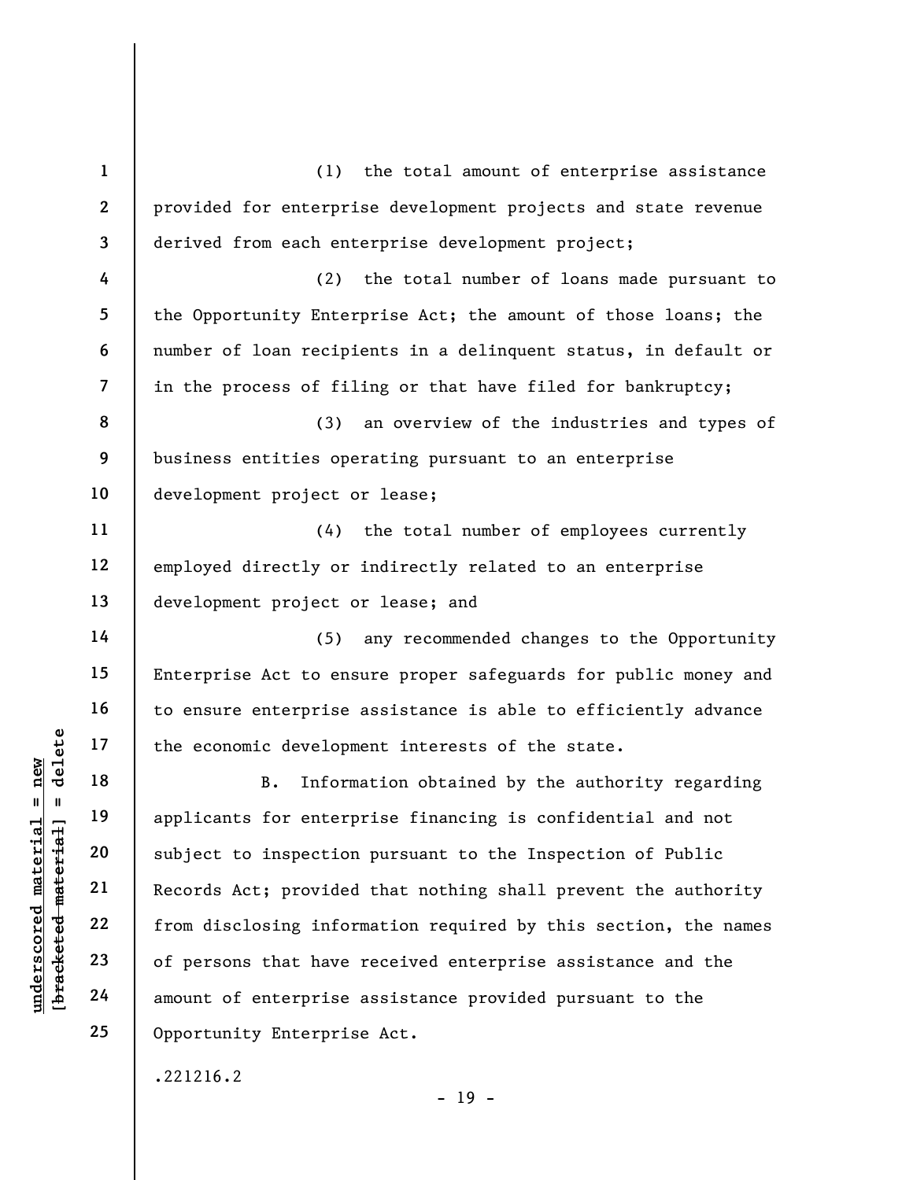(1) the total amount of enterprise assistance provided for enterprise development projects and state revenue derived from each enterprise development project;

(2) the total number of loans made pursuant to the Opportunity Enterprise Act; the amount of those loans; the number of loan recipients in a delinquent status, in default or in the process of filing or that have filed for bankruptcy;

(3) an overview of the industries and types of business entities operating pursuant to an enterprise development project or lease;

(4) the total number of employees currently employed directly or indirectly related to an enterprise development project or lease; and

(5) any recommended changes to the Opportunity Enterprise Act to ensure proper safeguards for public money and to ensure enterprise assistance is able to efficiently advance the economic development interests of the state.

B. Information obtained by the authority regarding applicants for enterprise financing is confidential and not subject to inspection pursuant to the Inspection of Public Records Act; provided that nothing shall prevent the authority from disclosing information required by this section, the names of persons that have received enterprise assistance and the amount of enterprise assistance provided pursuant to the Opportunity Enterprise Act.

.221216.2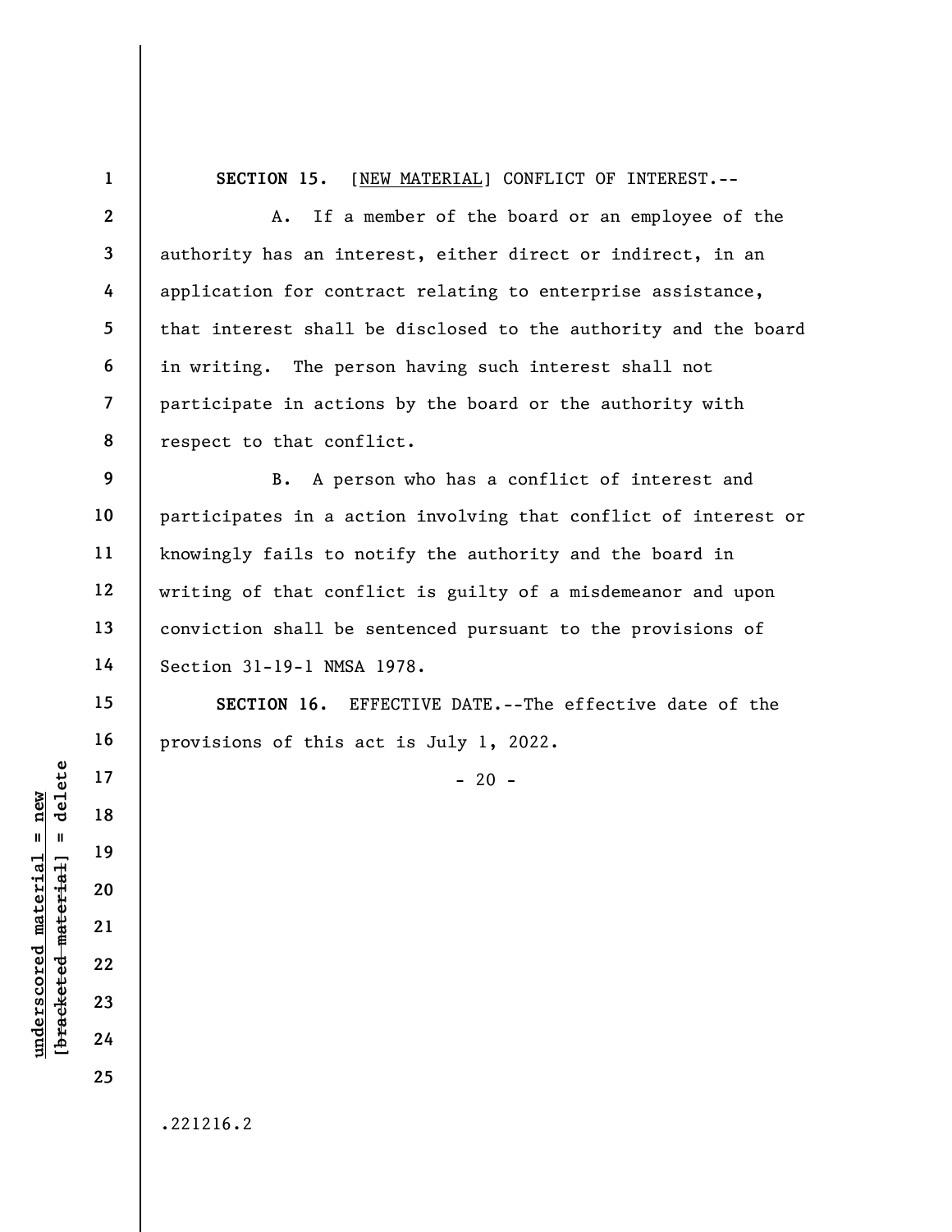**SECTION 15.** [NEW MATERIAL] CONFLICT OF INTEREST.--

A. If a member of the board or an employee of the authority has an interest, either direct or indirect, in an application for contract relating to enterprise assistance, that interest shall be disclosed to the authority and the board in writing. The person having such interest shall not participate in actions by the board or the authority with respect to that conflict.

B. A person who has a conflict of interest and participates in a action involving that conflict of interest or knowingly fails to notify the authority and the board in writing of that conflict is guilty of a misdemeanor and upon conviction shall be sentenced pursuant to the provisions of Section 31-19-1 NMSA 1978.

**SECTION 16.** EFFECTIVE DATE.--The effective date of the provisions of this act is July 1, 2022.

.221216.2